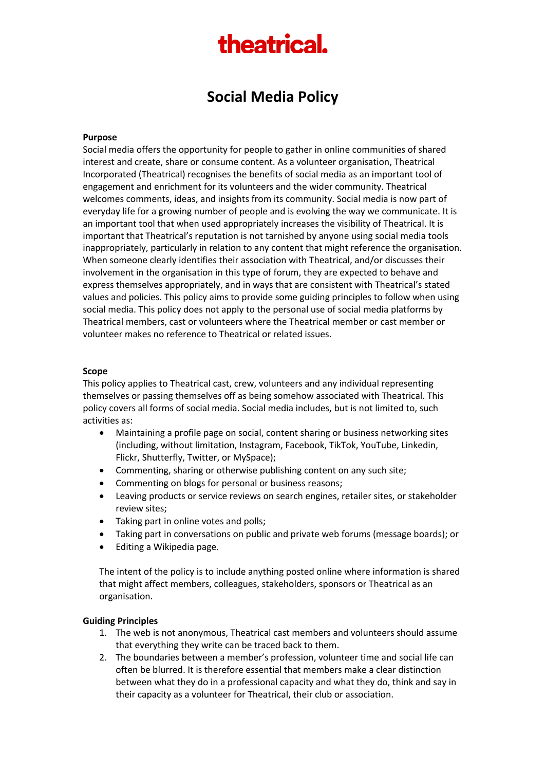# theatrical.

# Social Media Policy

**Purpose**

Social media offers the opportunity for people to gather in online communities of shared interest and create, share or consume content. As a volunteer organisation, Theatrical Incorporated (Theatrical) recognises the benefits of social media as an important tool of engagement and enrichment for its volunteers and the wider community. Theatrical welcomes comments, ideas, and insights from its community. Social media is now part of everyday life for a growing number of people and is evolving the way we communicate. It is an important tool that when used appropriately increases the visibility of Theatrical. It is important that Theatrical's reputation is not tarnished by anyone using social media tools inappropriately, particularly in relation to any content that might reference the organisation. When someone clearly identifies their association with Theatrical, and/or discusses their involvement in the organisation in this type of forum, they are expected to behave and express themselves appropriately, and in ways that are consistent with Theatrical's stated values and policies. This policy aims to provide some guiding principles to follow when using social media. This policy does not apply to the personal use of social media platforms by Theatrical members, cast or volunteers where the Theatrical member or cast member or volunteer makes no reference to Theatrical or related issues.

**Scope**

This policy applies to Theatrical cast, crew, volunteers and any individual representing themselves or passing themselves off as being somehow associated with Theatrical. This policy covers all forms of social media. Social media includes, but is not limited to, such activities as:

- Maintaining a profile page on social, content sharing or business networking sites (including, without limitation, Instagram, Facebook, TikTok, YouTube, Linkedin, Flickr, Shutterfly, Twitter, or MySpace);
- Commenting, sharing or otherwise publishing content on any such site;
- Commenting on blogs for personal or business reasons;
- Leaving products or service reviews on search engines, retailer sites, or stakeholder review sites;
- Taking part in online votes and polls;
- Taking part in conversations on public and private web forums (message boards); or
- Editing a Wikipedia page.

The intent of the policy is to include anything posted online where information is shared that might affect members, colleagues, stakeholders, sponsors or Theatrical as an organisation.

**Guiding Principles**

1. The web is not anonymous, Theatrical cast members and volunteers should assume that everything they write can be traced back to them.
2. The boundaries between a member's profession, volunteer time and social life can often be blurred. It is therefore essential that members make a clear distinction between what they do in a professional capacity and what they do, think and say in their capacity as a volunteer for Theatrical, their club or association.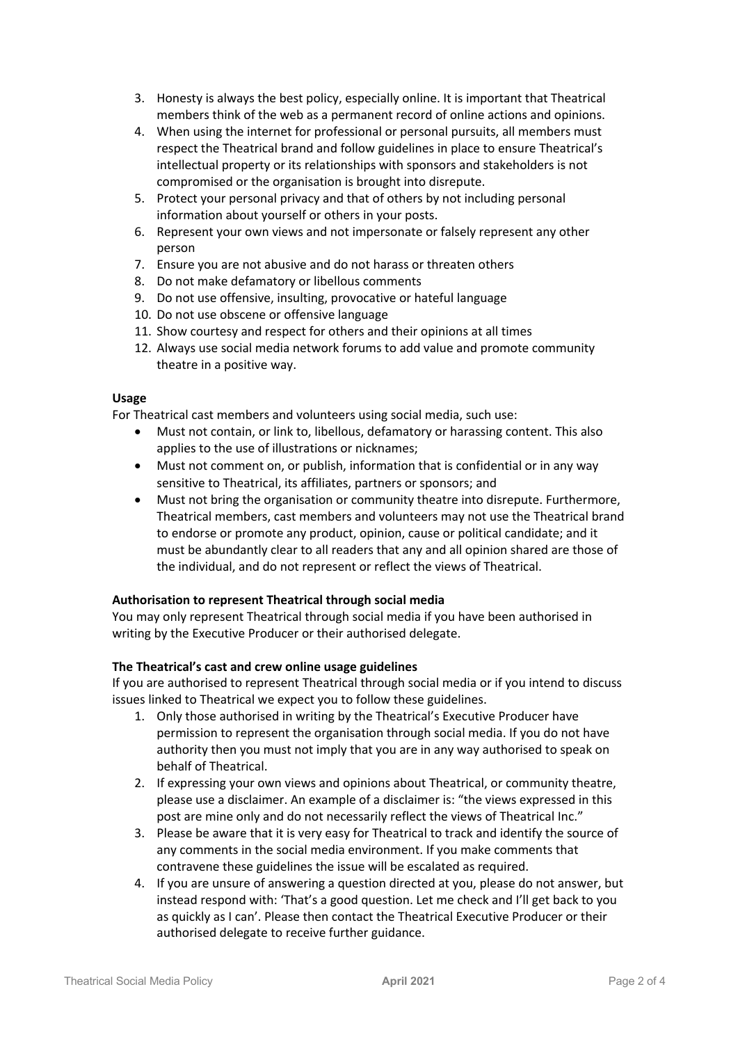3. Honesty is always the best policy, especially online. It is important that Theatrical members think of the web as a permanent record of online actions and opinions.
4. When using the internet for professional or personal pursuits, all members must respect the Theatrical brand and follow guidelines in place to ensure Theatrical's intellectual property or its relationships with sponsors and stakeholders is not compromised or the organisation is brought into disrepute.
5. Protect your personal privacy and that of others by not including personal information about yourself or others in your posts.
6. Represent your own views and not impersonate or falsely represent any other person
7. Ensure you are not abusive and do not harass or threaten others
8. Do not make defamatory or libellous comments
9. Do not use offensive, insulting, provocative or hateful language
10. Do not use obscene or offensive language
11. Show courtesy and respect for others and their opinions at all times
12. Always use social media network forums to add value and promote community theatre in a positive way.

**Usage**

For Theatrical cast members and volunteers using social media, such use:

- Must not contain, or link to, libellous, defamatory or harassing content. This also applies to the use of illustrations or nicknames;
- Must not comment on, or publish, information that is confidential or in any way sensitive to Theatrical, its affiliates, partners or sponsors; and
- Must not bring the organisation or community theatre into disrepute. Furthermore, Theatrical members, cast members and volunteers may not use the Theatrical brand to endorse or promote any product, opinion, cause or political candidate; and it must be abundantly clear to all readers that any and all opinion shared are those of the individual, and do not represent or reflect the views of Theatrical.

**Authorisation to represent Theatrical through social media**

You may only represent Theatrical through social media if you have been authorised in writing by the Executive Producer or their authorised delegate.

**The Theatrical's cast and crew online usage guidelines**

If you are authorised to represent Theatrical through social media or if you intend to discuss issues linked to Theatrical we expect you to follow these guidelines.

1. Only those authorised in writing by the Theatrical's Executive Producer have permission to represent the organisation through social media. If you do not have authority then you must not imply that you are in any way authorised to speak on behalf of Theatrical.
2. If expressing your own views and opinions about Theatrical, or community theatre, please use a disclaimer. An example of a disclaimer is: "the views expressed in this post are mine only and do not necessarily reflect the views of Theatrical Inc."
3. Please be aware that it is very easy for Theatrical to track and identify the source of any comments in the social media environment. If you make comments that contravene these guidelines the issue will be escalated as required.
4. If you are unsure of answering a question directed at you, please do not answer, but instead respond with: 'That's a good question. Let me check and I'll get back to you as quickly as I can'. Please then contact the Theatrical Executive Producer or their authorised delegate to receive further guidance.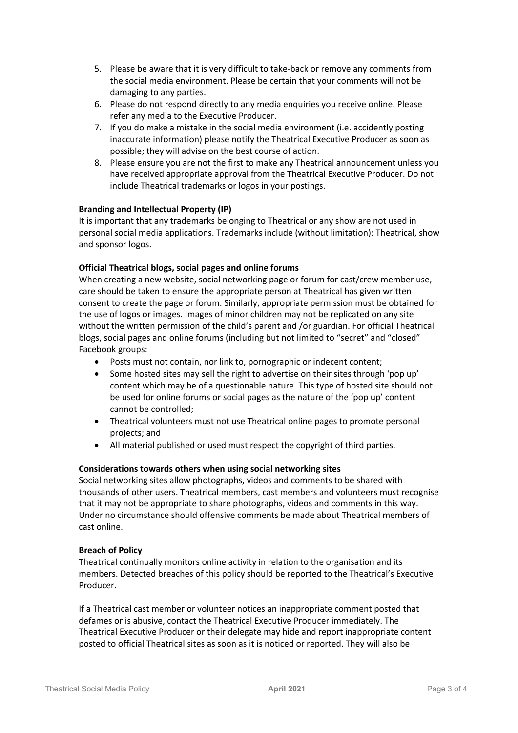5. Please be aware that it is very difficult to take-back or remove any comments from the social media environment. Please be certain that your comments will not be damaging to any parties.
6. Please do not respond directly to any media enquiries you receive online. Please refer any media to the Executive Producer.
7. If you do make a mistake in the social media environment (i.e. accidently posting inaccurate information) please notify the Theatrical Executive Producer as soon as possible; they will advise on the best course of action.
8. Please ensure you are not the first to make any Theatrical announcement unless you have received appropriate approval from the Theatrical Executive Producer. Do not include Theatrical trademarks or logos in your postings.

**Branding and Intellectual Property (IP)**

It is important that any trademarks belonging to Theatrical or any show are not used in personal social media applications. Trademarks include (without limitation): Theatrical, show and sponsor logos.

**Official Theatrical blogs, social pages and online forums**

When creating a new website, social networking page or forum for cast/crew member use, care should be taken to ensure the appropriate person at Theatrical has given written consent to create the page or forum. Similarly, appropriate permission must be obtained for the use of logos or images. Images of minor children may not be replicated on any site without the written permission of the child's parent and /or guardian. For official Theatrical blogs, social pages and online forums (including but not limited to "secret" and "closed" Facebook groups:

- Posts must not contain, nor link to, pornographic or indecent content;
- Some hosted sites may sell the right to advertise on their sites through 'pop up' content which may be of a questionable nature. This type of hosted site should not be used for online forums or social pages as the nature of the 'pop up' content cannot be controlled;
- Theatrical volunteers must not use Theatrical online pages to promote personal projects; and
- All material published or used must respect the copyright of third parties.

**Considerations towards others when using social networking sites**

Social networking sites allow photographs, videos and comments to be shared with thousands of other users. Theatrical members, cast members and volunteers must recognise that it may not be appropriate to share photographs, videos and comments in this way. Under no circumstance should offensive comments be made about Theatrical members of cast online.

**Breach of Policy**

Theatrical continually monitors online activity in relation to the organisation and its members. Detected breaches of this policy should be reported to the Theatrical's Executive Producer.

If a Theatrical cast member or volunteer notices an inappropriate comment posted that defames or is abusive, contact the Theatrical Executive Producer immediately. The Theatrical Executive Producer or their delegate may hide and report inappropriate content posted to official Theatrical sites as soon as it is noticed or reported. They will also be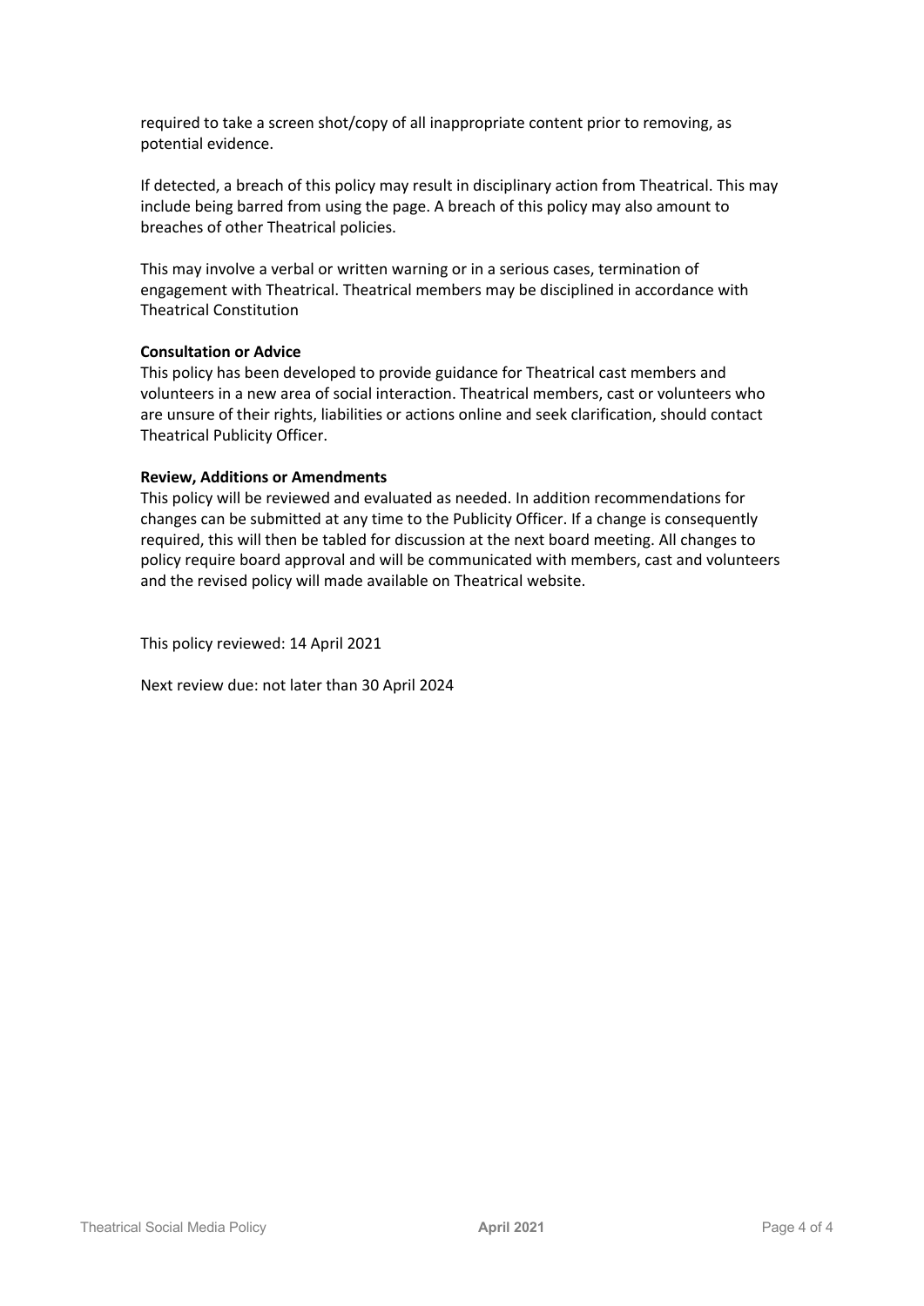required to take a screen shot/copy of all inappropriate content prior to removing, as potential evidence.

If detected, a breach of this policy may result in disciplinary action from Theatrical. This may include being barred from using the page. A breach of this policy may also amount to breaches of other Theatrical policies.

This may involve a verbal or written warning or in a serious cases, termination of engagement with Theatrical. Theatrical members may be disciplined in accordance with Theatrical Constitution

**Consultation or Advice**

This policy has been developed to provide guidance for Theatrical cast members and volunteers in a new area of social interaction. Theatrical members, cast or volunteers who are unsure of their rights, liabilities or actions online and seek clarification, should contact Theatrical Publicity Officer.

**Review, Additions or Amendments**

This policy will be reviewed and evaluated as needed. In addition recommendations for changes can be submitted at any time to the Publicity Officer. If a change is consequently required, this will then be tabled for discussion at the next board meeting. All changes to policy require board approval and will be communicated with members, cast and volunteers and the revised policy will made available on Theatrical website.

This policy reviewed: 14 April 2021

Next review due: not later than 30 April 2024